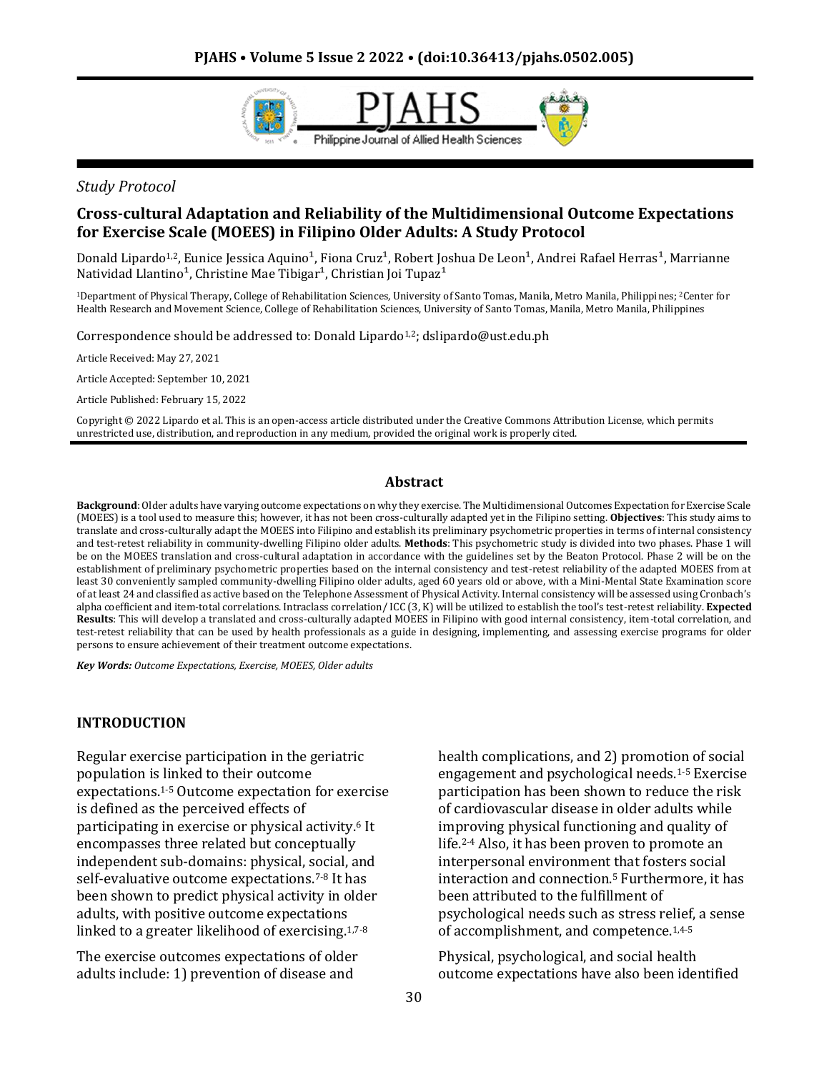*Study Protocol*

# Cross-cultural Adaptation and Reliability of the Multidimensional Outcome Expectations for Exercise Scale (MOEES) in Filipino Older Adults: A Study Protocol

Donald Lipardo[1,2], Eunice Jessica Aquino[1], Fiona Cruz[1], Robert Joshua De Leon[1], Andrei Rafael Herras[1], Marrianne Natividad Llantino[1], Christine Mae Tibigar[1], Christian Joi Tupaz[1]

[1]Department of Physical Therapy, College of Rehabilitation Sciences, University of Santo Tomas, Manila, Metro Manila, Philippines; [2]Center for Health Research and Movement Science, College of Rehabilitation Sciences, University of Santo Tomas, Manila, Metro Manila, Philippines

Correspondence should be addressed to: Donald Lipardo[1,2]; dslipardo@ust.edu.ph

Article Received: May 27, 2021

Article Accepted: September 10, 2021

Article Published: February 15, 2022

Copyright © 2022 Lipardo et al. This is an open-access article distributed under the Creative Commons Attribution License, which permits unrestricted use, distribution, and reproduction in any medium, provided the original work is properly cited.

## Abstract

**Background**: Older adults have varying outcome expectations on why they exercise. The Multidimensional Outcomes Expectation for Exercise Scale (MOEES) is a tool used to measure this; however, it has not been cross-culturally adapted yet in the Filipino setting. **Objectives**: This study aims to translate and cross-culturally adapt the MOEES into Filipino and establish its preliminary psychometric properties in terms of internal consistency and test-retest reliability in community-dwelling Filipino older adults. **Methods**: This psychometric study is divided into two phases. Phase 1 will be on the MOEES translation and cross-cultural adaptation in accordance with the guidelines set by the Beaton Protocol. Phase 2 will be on the establishment of preliminary psychometric properties based on the internal consistency and test-retest reliability of the adapted MOEES from at least 30 conveniently sampled community-dwelling Filipino older adults, aged 60 years old or above, with a Mini-Mental State Examination score of at least 24 and classified as active based on the Telephone Assessment of Physical Activity. Internal consistency will be assessed using Cronbach's alpha coefficient and item-total correlations. Intraclass correlation/ ICC (3, K) will be utilized to establish the tool's test-retest reliability. **Expected Results**: This will develop a translated and cross-culturally adapted MOEES in Filipino with good internal consistency, item-total correlation, and test-retest reliability that can be used by health professionals as a guide in designing, implementing, and assessing exercise programs for older persons to ensure achievement of their treatment outcome expectations.

***Key Words:** Outcome Expectations, Exercise, MOEES, Older adults*

## INTRODUCTION

Regular exercise participation in the geriatric population is linked to their outcome expectations.[1-5] Outcome expectation for exercise is defined as the perceived effects of participating in exercise or physical activity.[6] It encompasses three related but conceptually independent sub-domains: physical, social, and self-evaluative outcome expectations.[7-8] It has been shown to predict physical activity in older adults, with positive outcome expectations linked to a greater likelihood of exercising.[1,7-8]

The exercise outcomes expectations of older adults include: 1) prevention of disease and health complications, and 2) promotion of social engagement and psychological needs.[1-5] Exercise participation has been shown to reduce the risk of cardiovascular disease in older adults while improving physical functioning and quality of life.[2-4] Also, it has been proven to promote an interpersonal environment that fosters social interaction and connection.[5] Furthermore, it has been attributed to the fulfillment of psychological needs such as stress relief, a sense of accomplishment, and competence.[1,4-5]

Physical, psychological, and social health outcome expectations have also been identified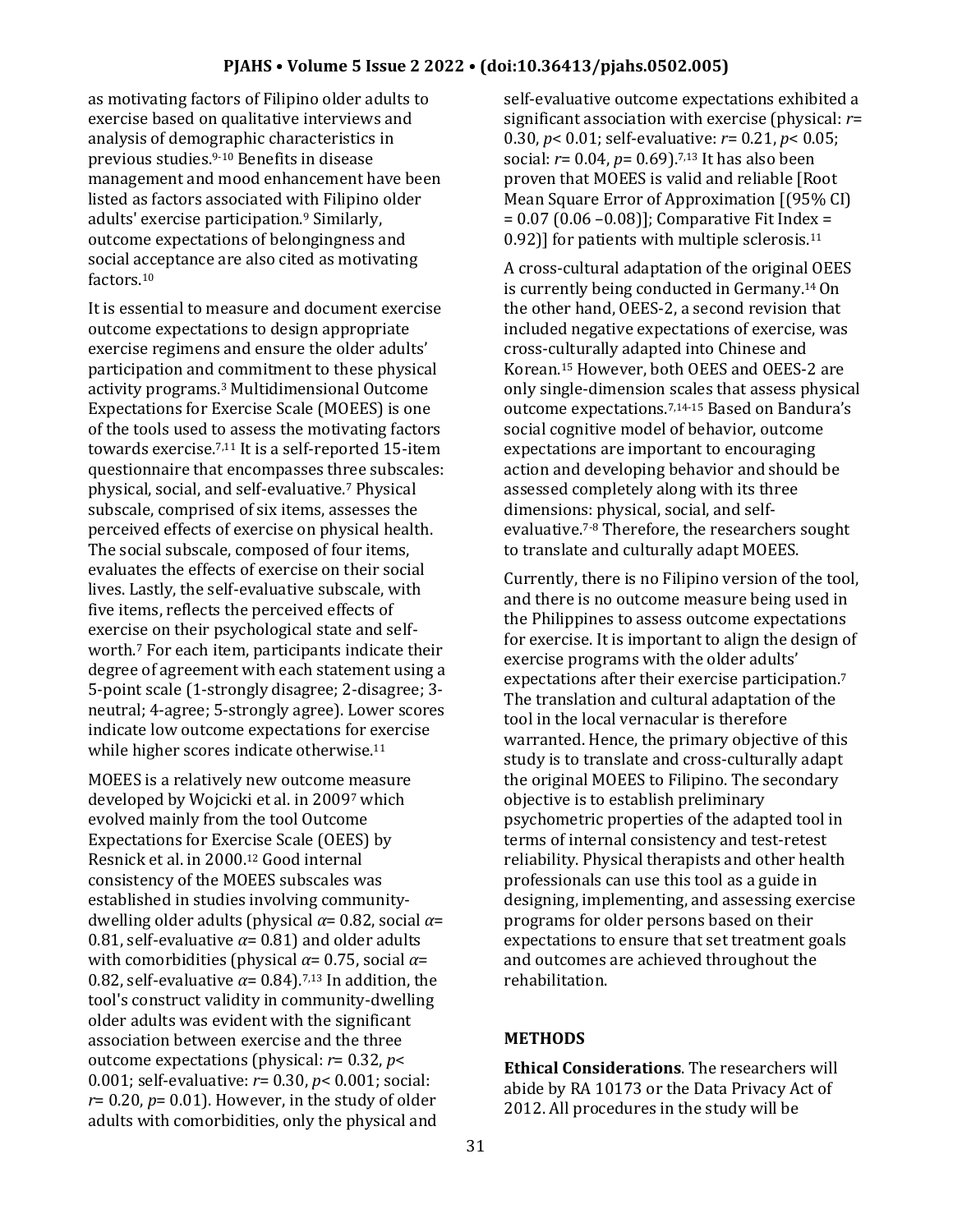as motivating factors of Filipino older adults to exercise based on qualitative interviews and analysis of demographic characteristics in previous studies.[9-10] Benefits in disease management and mood enhancement have been listed as factors associated with Filipino older adults' exercise participation.[9] Similarly, outcome expectations of belongingness and social acceptance are also cited as motivating factors.[10]

It is essential to measure and document exercise outcome expectations to design appropriate exercise regimens and ensure the older adults' participation and commitment to these physical activity programs.[3] Multidimensional Outcome Expectations for Exercise Scale (MOEES) is one of the tools used to assess the motivating factors towards exercise.[7,11] It is a self-reported 15-item questionnaire that encompasses three subscales: physical, social, and self-evaluative.[7] Physical subscale, comprised of six items, assesses the perceived effects of exercise on physical health. The social subscale, composed of four items, evaluates the effects of exercise on their social lives. Lastly, the self-evaluative subscale, with five items, reflects the perceived effects of exercise on their psychological state and self-worth.[7] For each item, participants indicate their degree of agreement with each statement using a 5-point scale (1-strongly disagree; 2-disagree; 3-neutral; 4-agree; 5-strongly agree). Lower scores indicate low outcome expectations for exercise while higher scores indicate otherwise.[11]

MOEES is a relatively new outcome measure developed by Wojcicki et al. in 2009[7] which evolved mainly from the tool Outcome Expectations for Exercise Scale (OEES) by Resnick et al. in 2000.[12] Good internal consistency of the MOEES subscales was established in studies involving community-dwelling older adults (physical $\alpha$= 0.82, social $\alpha$= 0.81, self-evaluative $\alpha$= 0.81) and older adults with comorbidities (physical $\alpha$= 0.75, social $\alpha$= 0.82, self-evaluative $\alpha$= 0.84).[7,13] In addition, the tool's construct validity in community-dwelling older adults was evident with the significant association between exercise and the three outcome expectations (physical: $r$= 0.32, $p$< 0.001; self-evaluative: $r$= 0.30, $p$< 0.001; social: $r$= 0.20, $p$= 0.01). However, in the study of older adults with comorbidities, only the physical and self-evaluative outcome expectations exhibited a significant association with exercise (physical: $r$= 0.30, $p$< 0.01; self-evaluative: $r$= 0.21, $p$< 0.05; social: $r$= 0.04, $p$= 0.69).[7,13] It has also been proven that MOEES is valid and reliable [Root Mean Square Error of Approximation [(95% CI) = 0.07 (0.06 –0.08)]; Comparative Fit Index = 0.92)] for patients with multiple sclerosis.[11]

A cross-cultural adaptation of the original OEES is currently being conducted in Germany.[14] On the other hand, OEES-2, a second revision that included negative expectations of exercise, was cross-culturally adapted into Chinese and Korean.[15] However, both OEES and OEES-2 are only single-dimension scales that assess physical outcome expectations.[7,14-15] Based on Bandura's social cognitive model of behavior, outcome expectations are important to encouraging action and developing behavior and should be assessed completely along with its three dimensions: physical, social, and self-evaluative.[7-8] Therefore, the researchers sought to translate and culturally adapt MOEES.

Currently, there is no Filipino version of the tool, and there is no outcome measure being used in the Philippines to assess outcome expectations for exercise. It is important to align the design of exercise programs with the older adults' expectations after their exercise participation.[7] The translation and cultural adaptation of the tool in the local vernacular is therefore warranted. Hence, the primary objective of this study is to translate and cross-culturally adapt the original MOEES to Filipino. The secondary objective is to establish preliminary psychometric properties of the adapted tool in terms of internal consistency and test-retest reliability. Physical therapists and other health professionals can use this tool as a guide in designing, implementing, and assessing exercise programs for older persons based on their expectations to ensure that set treatment goals and outcomes are achieved throughout the rehabilitation.

## METHODS

**Ethical Considerations**. The researchers will abide by RA 10173 or the Data Privacy Act of 2012. All procedures in the study will be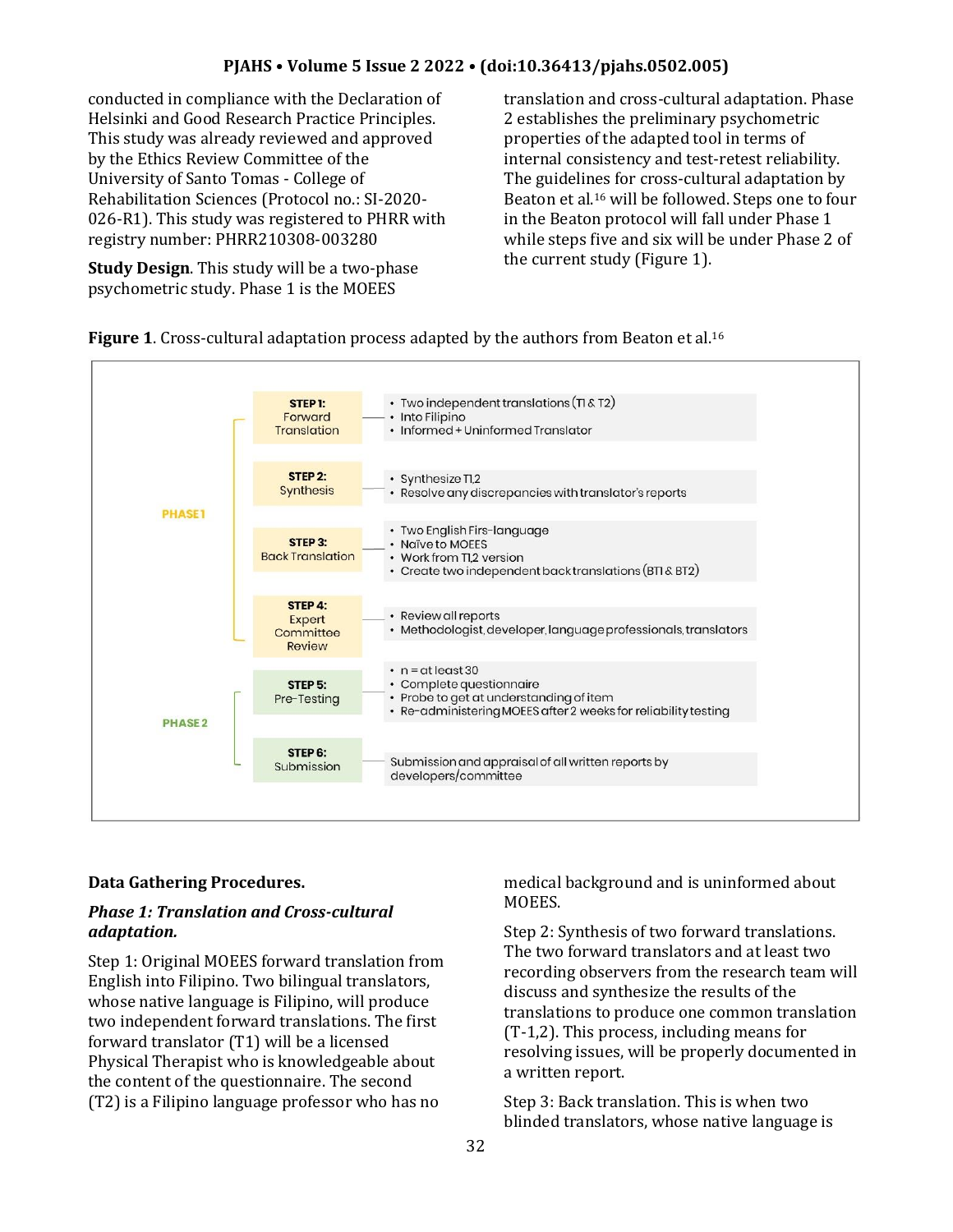conducted in compliance with the Declaration of Helsinki and Good Research Practice Principles. This study was already reviewed and approved by the Ethics Review Committee of the University of Santo Tomas - College of Rehabilitation Sciences (Protocol no.: SI-2020-026-R1). This study was registered to PHRR with registry number: PHRR210308-003280

**Study Design**. This study will be a two-phase psychometric study. Phase 1 is the MOEES translation and cross-cultural adaptation. Phase 2 establishes the preliminary psychometric properties of the adapted tool in terms of internal consistency and test-retest reliability. The guidelines for cross-cultural adaptation by Beaton et al.[16] will be followed. Steps one to four in the Beaton protocol will fall under Phase 1 while steps five and six will be under Phase 2 of the current study (Figure 1).

**Figure 1**. Cross-cultural adaptation process adapted by the authors from Beaton et al.[16]

| Phase | Step | Description |
|---|---|---|
| PHASE 1 | STEP 1: Forward Translation | • Two independent translations (T1 & T2)<br>• Into Filipino<br>• Informed + Uninformed Translator |
| | STEP 2: Synthesis | • Synthesize T1,2<br>• Resolve any discrepancies with translator's reports |
| | STEP 3: Back Translation | • Two English Firs-language<br>• Naïve to MOEES<br>• Work from T1,2 version<br>• Create two independent back translations (BT1 & BT2) |
| | STEP 4: Expert Committee Review | • Review all reports<br>• Methodologist, developer, language professionals, translators |
| PHASE 2 | STEP 5: Pre-Testing | • n = at least 30<br>• Complete questionnaire<br>• Probe to get at understanding of item<br>• Re-administering MOEES after 2 weeks for reliability testing |
| | STEP 6: Submission | Submission and appraisal of all written reports by developers/committee |

**Data Gathering Procedures.**

***Phase 1: Translation and Cross-cultural adaptation.***

Step 1: Original MOEES forward translation from English into Filipino. Two bilingual translators, whose native language is Filipino, will produce two independent forward translations. The first forward translator (T1) will be a licensed Physical Therapist who is knowledgeable about the content of the questionnaire. The second (T2) is a Filipino language professor who has no medical background and is uninformed about MOEES.

Step 2: Synthesis of two forward translations. The two forward translators and at least two recording observers from the research team will discuss and synthesize the results of the translations to produce one common translation (T-1,2). This process, including means for resolving issues, will be properly documented in a written report.

Step 3: Back translation. This is when two blinded translators, whose native language is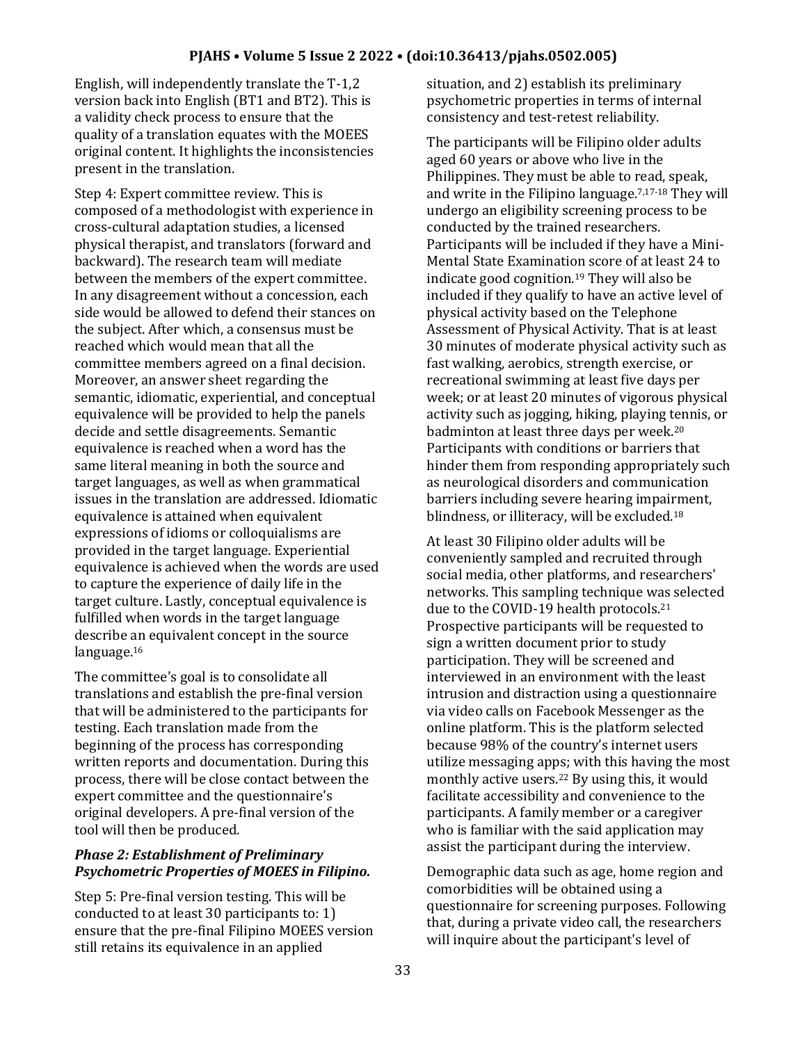English, will independently translate the T-1,2 version back into English (BT1 and BT2). This is a validity check process to ensure that the quality of a translation equates with the MOEES original content. It highlights the inconsistencies present in the translation.

Step 4: Expert committee review. This is composed of a methodologist with experience in cross-cultural adaptation studies, a licensed physical therapist, and translators (forward and backward). The research team will mediate between the members of the expert committee. In any disagreement without a concession, each side would be allowed to defend their stances on the subject. After which, a consensus must be reached which would mean that all the committee members agreed on a final decision. Moreover, an answer sheet regarding the semantic, idiomatic, experiential, and conceptual equivalence will be provided to help the panels decide and settle disagreements. Semantic equivalence is reached when a word has the same literal meaning in both the source and target languages, as well as when grammatical issues in the translation are addressed. Idiomatic equivalence is attained when equivalent expressions of idioms or colloquialisms are provided in the target language. Experiential equivalence is achieved when the words are used to capture the experience of daily life in the target culture. Lastly, conceptual equivalence is fulfilled when words in the target language describe an equivalent concept in the source language.[16]

The committee's goal is to consolidate all translations and establish the pre-final version that will be administered to the participants for testing. Each translation made from the beginning of the process has corresponding written reports and documentation. During this process, there will be close contact between the expert committee and the questionnaire's original developers. A pre-final version of the tool will then be produced.

### *Phase 2: Establishment of Preliminary Psychometric Properties of MOEES in Filipino.*

Step 5: Pre-final version testing. This will be conducted to at least 30 participants to: 1) ensure that the pre-final Filipino MOEES version still retains its equivalence in an applied situation, and 2) establish its preliminary psychometric properties in terms of internal consistency and test-retest reliability.

The participants will be Filipino older adults aged 60 years or above who live in the Philippines. They must be able to read, speak, and write in the Filipino language.[7,17-18] They will undergo an eligibility screening process to be conducted by the trained researchers. Participants will be included if they have a Mini-Mental State Examination score of at least 24 to indicate good cognition.[19] They will also be included if they qualify to have an active level of physical activity based on the Telephone Assessment of Physical Activity. That is at least 30 minutes of moderate physical activity such as fast walking, aerobics, strength exercise, or recreational swimming at least five days per week; or at least 20 minutes of vigorous physical activity such as jogging, hiking, playing tennis, or badminton at least three days per week.[20] Participants with conditions or barriers that hinder them from responding appropriately such as neurological disorders and communication barriers including severe hearing impairment, blindness, or illiteracy, will be excluded.[18]

At least 30 Filipino older adults will be conveniently sampled and recruited through social media, other platforms, and researchers' networks. This sampling technique was selected due to the COVID-19 health protocols.[21] Prospective participants will be requested to sign a written document prior to study participation. They will be screened and interviewed in an environment with the least intrusion and distraction using a questionnaire via video calls on Facebook Messenger as the online platform. This is the platform selected because 98% of the country's internet users utilize messaging apps; with this having the most monthly active users.[22] By using this, it would facilitate accessibility and convenience to the participants. A family member or a caregiver who is familiar with the said application may assist the participant during the interview.

Demographic data such as age, home region and comorbidities will be obtained using a questionnaire for screening purposes. Following that, during a private video call, the researchers will inquire about the participant's level of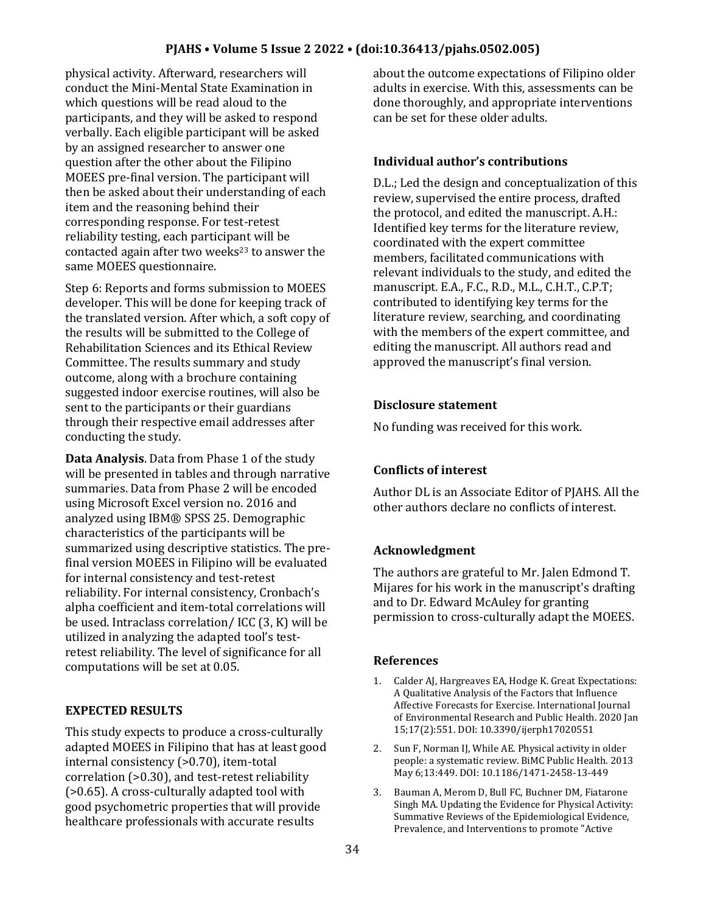physical activity. Afterward, researchers will conduct the Mini-Mental State Examination in which questions will be read aloud to the participants, and they will be asked to respond verbally. Each eligible participant will be asked by an assigned researcher to answer one question after the other about the Filipino MOEES pre-final version. The participant will then be asked about their understanding of each item and the reasoning behind their corresponding response. For test-retest reliability testing, each participant will be contacted again after two weeks[23] to answer the same MOEES questionnaire.

Step 6: Reports and forms submission to MOEES developer. This will be done for keeping track of the translated version. After which, a soft copy of the results will be submitted to the College of Rehabilitation Sciences and its Ethical Review Committee. The results summary and study outcome, along with a brochure containing suggested indoor exercise routines, will also be sent to the participants or their guardians through their respective email addresses after conducting the study.

**Data Analysis**. Data from Phase 1 of the study will be presented in tables and through narrative summaries. Data from Phase 2 will be encoded using Microsoft Excel version no. 2016 and analyzed using IBM® SPSS 25. Demographic characteristics of the participants will be summarized using descriptive statistics. The pre-final version MOEES in Filipino will be evaluated for internal consistency and test-retest reliability. For internal consistency, Cronbach's alpha coefficient and item-total correlations will be used. Intraclass correlation/ ICC (3, K) will be utilized in analyzing the adapted tool's test-retest reliability. The level of significance for all computations will be set at 0.05.

## EXPECTED RESULTS

This study expects to produce a cross-culturally adapted MOEES in Filipino that has at least good internal consistency (>0.70), item-total correlation (>0.30), and test-retest reliability (>0.65). A cross-culturally adapted tool with good psychometric properties that will provide healthcare professionals with accurate results about the outcome expectations of Filipino older adults in exercise. With this, assessments can be done thoroughly, and appropriate interventions can be set for these older adults.

### Individual author's contributions

D.L.; Led the design and conceptualization of this review, supervised the entire process, drafted the protocol, and edited the manuscript. A.H.: Identified key terms for the literature review, coordinated with the expert committee members, facilitated communications with relevant individuals to the study, and edited the manuscript. E.A., F.C., R.D., M.L., C.H.T., C.P.T; contributed to identifying key terms for the literature review, searching, and coordinating with the members of the expert committee, and editing the manuscript. All authors read and approved the manuscript's final version.

### Disclosure statement

No funding was received for this work.

### Conflicts of interest

Author DL is an Associate Editor of PJAHS. All the other authors declare no conflicts of interest.

### Acknowledgment

The authors are grateful to Mr. Jalen Edmond T. Mijares for his work in the manuscript's drafting and to Dr. Edward McAuley for granting permission to cross-culturally adapt the MOEES.

### References

1. Calder AJ, Hargreaves EA, Hodge K. Great Expectations: A Qualitative Analysis of the Factors that Influence Affective Forecasts for Exercise. International Journal of Environmental Research and Public Health. 2020 Jan 15;17(2):551. DOI: 10.3390/ijerph17020551
2. Sun F, Norman IJ, While AE. Physical activity in older people: a systematic review. BiMC Public Health. 2013 May 6;13:449. DOI: 10.1186/1471-2458-13-449
3. Bauman A, Merom D, Bull FC, Buchner DM, Fiatarone Singh MA. Updating the Evidence for Physical Activity: Summative Reviews of the Epidemiological Evidence, Prevalence, and Interventions to promote "Active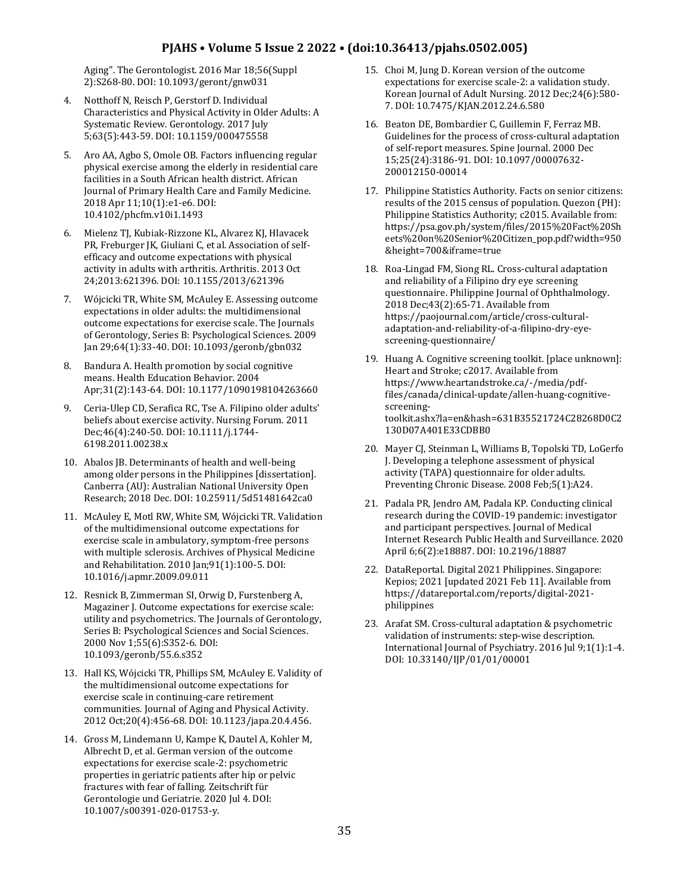Aging". The Gerontologist. 2016 Mar 18;56(Suppl 2):S268-80. DOI: 10.1093/geront/gnw031

4. Notthoff N, Reisch P, Gerstorf D. Individual Characteristics and Physical Activity in Older Adults: A Systematic Review. Gerontology. 2017 July 5;63(5):443-59. DOI: 10.1159/000475558

5. Aro AA, Agbo S, Omole OB. Factors influencing regular physical exercise among the elderly in residential care facilities in a South African health district. African Journal of Primary Health Care and Family Medicine. 2018 Apr 11;10(1):e1-e6. DOI: 10.4102/phcfm.v10i1.1493

6. Mielenz TJ, Kubiak-Rizzone KL, Alvarez KJ, Hlavacek PR, Freburger JK, Giuliani C, et al. Association of self-efficacy and outcome expectations with physical activity in adults with arthritis. Arthritis. 2013 Oct 24;2013:621396. DOI: 10.1155/2013/621396

7. Wójcicki TR, White SM, McAuley E. Assessing outcome expectations in older adults: the multidimensional outcome expectations for exercise scale. The Journals of Gerontology, Series B: Psychological Sciences. 2009 Jan 29;64(1):33-40. DOI: 10.1093/geronb/gbn032

8. Bandura A. Health promotion by social cognitive means. Health Education Behavior. 2004 Apr;31(2):143-64. DOI: 10.1177/1090198104263660

9. Ceria-Ulep CD, Serafica RC, Tse A. Filipino older adults' beliefs about exercise activity. Nursing Forum. 2011 Dec;46(4):240-50. DOI: 10.1111/j.1744-6198.2011.00238.x

10. Abalos JB. Determinants of health and well-being among older persons in the Philippines [dissertation]. Canberra (AU): Australian National University Open Research; 2018 Dec. DOI: 10.25911/5d51481642ca0

11. McAuley E, Motl RW, White SM, Wójcicki TR. Validation of the multidimensional outcome expectations for exercise scale in ambulatory, symptom-free persons with multiple sclerosis. Archives of Physical Medicine and Rehabilitation. 2010 Jan;91(1):100-5. DOI: 10.1016/j.apmr.2009.09.011

12. Resnick B, Zimmerman SI, Orwig D, Furstenberg A, Magaziner J. Outcome expectations for exercise scale: utility and psychometrics. The Journals of Gerontology, Series B: Psychological Sciences and Social Sciences. 2000 Nov 1;55(6):S352-6. DOI: 10.1093/geronb/55.6.s352

13. Hall KS, Wójcicki TR, Phillips SM, McAuley E. Validity of the multidimensional outcome expectations for exercise scale in continuing-care retirement communities. Journal of Aging and Physical Activity. 2012 Oct;20(4):456-68. DOI: 10.1123/japa.20.4.456.

14. Gross M, Lindemann U, Kampe K, Dautel A, Kohler M, Albrecht D, et al. German version of the outcome expectations for exercise scale-2: psychometric properties in geriatric patients after hip or pelvic fractures with fear of falling. Zeitschrift für Gerontologie und Geriatrie. 2020 Jul 4. DOI: 10.1007/s00391-020-01753-y.

15. Choi M, Jung D. Korean version of the outcome expectations for exercise scale-2: a validation study. Korean Journal of Adult Nursing. 2012 Dec;24(6):580-7. DOI: 10.7475/KJAN.2012.24.6.580

16. Beaton DE, Bombardier C, Guillemin F, Ferraz MB. Guidelines for the process of cross-cultural adaptation of self-report measures. Spine Journal. 2000 Dec 15;25(24):3186-91. DOI: 10.1097/00007632-200012150-00014

17. Philippine Statistics Authority. Facts on senior citizens: results of the 2015 census of population. Quezon (PH): Philippine Statistics Authority; c2015. Available from: https://psa.gov.ph/system/files/2015%20Fact%20Sheets%20on%20Senior%20Citizen_pop.pdf?width=950&height=700&iframe=true

18. Roa-Lingad FM, Siong RL. Cross-cultural adaptation and reliability of a Filipino dry eye screening questionnaire. Philippine Journal of Ophthalmology. 2018 Dec;43(2):65-71. Available from https://paojournal.com/article/cross-cultural-adaptation-and-reliability-of-a-filipino-dry-eye-screening-questionnaire/

19. Huang A. Cognitive screening toolkit. [place unknown]: Heart and Stroke; c2017. Available from https://www.heartandstroke.ca/-/media/pdf-files/canada/clinical-update/allen-huang-cognitive-screening-toolkit.ashx?la=en&hash=631B35521724C28268D0C2130D07A401E33CDBB0

20. Mayer CJ, Steinman L, Williams B, Topolski TD, LoGerfo J. Developing a telephone assessment of physical activity (TAPA) questionnaire for older adults. Preventing Chronic Disease. 2008 Feb;5(1):A24.

21. Padala PR, Jendro AM, Padala KP. Conducting clinical research during the COVID-19 pandemic: investigator and participant perspectives. Journal of Medical Internet Research Public Health and Surveillance. 2020 April 6;6(2):e18887. DOI: 10.2196/18887

22. DataReportal. Digital 2021 Philippines. Singapore: Kepios; 2021 [updated 2021 Feb 11]. Available from https://datareportal.com/reports/digital-2021-philippines

23. Arafat SM. Cross-cultural adaptation & psychometric validation of instruments: step-wise description. International Journal of Psychiatry. 2016 Jul 9;1(1):1-4. DOI: 10.33140/IJP/01/01/00001